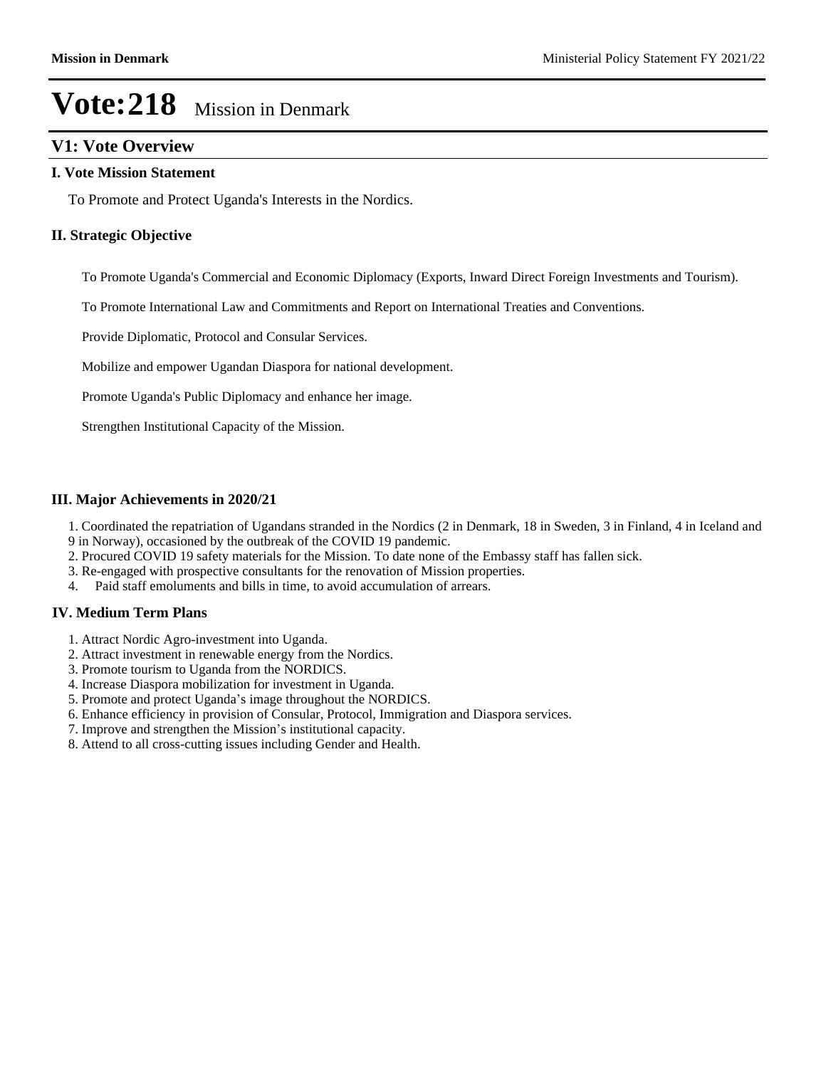# Vote:218 Mission in Denmark

## V1: Vote Overview

### I. Vote Mission Statement

To Promote and Protect Uganda's Interests in the Nordics.

### II. Strategic Objective

To Promote Uganda's Commercial and Economic Diplomacy (Exports, Inward Direct Foreign Investments and Tourism).

To Promote International Law and Commitments and Report on International Treaties and Conventions.

Provide Diplomatic, Protocol and Consular Services.

Mobilize and empower Ugandan Diaspora for national development.

Promote Uganda's Public Diplomacy and enhance her image.

Strengthen Institutional Capacity of the Mission.

### III. Major Achievements in 2020/21

1. Coordinated the repatriation of Ugandans stranded in the Nordics (2 in Denmark, 18 in Sweden, 3 in Finland, 4 in Iceland and 9 in Norway), occasioned by the outbreak of the COVID 19 pandemic.
2. Procured COVID 19 safety materials for the Mission. To date none of the Embassy staff has fallen sick.
3. Re-engaged with prospective consultants for the renovation of Mission properties.
4. Paid staff emoluments and bills in time, to avoid accumulation of arrears.

### IV. Medium Term Plans

1. Attract Nordic Agro-investment into Uganda.
2. Attract investment in renewable energy from the Nordics.
3. Promote tourism to Uganda from the NORDICS.
4. Increase Diaspora mobilization for investment in Uganda.
5. Promote and protect Uganda's image throughout the NORDICS.
6. Enhance efficiency in provision of Consular, Protocol, Immigration and Diaspora services.
7. Improve and strengthen the Mission's institutional capacity.
8. Attend to all cross-cutting issues including Gender and Health.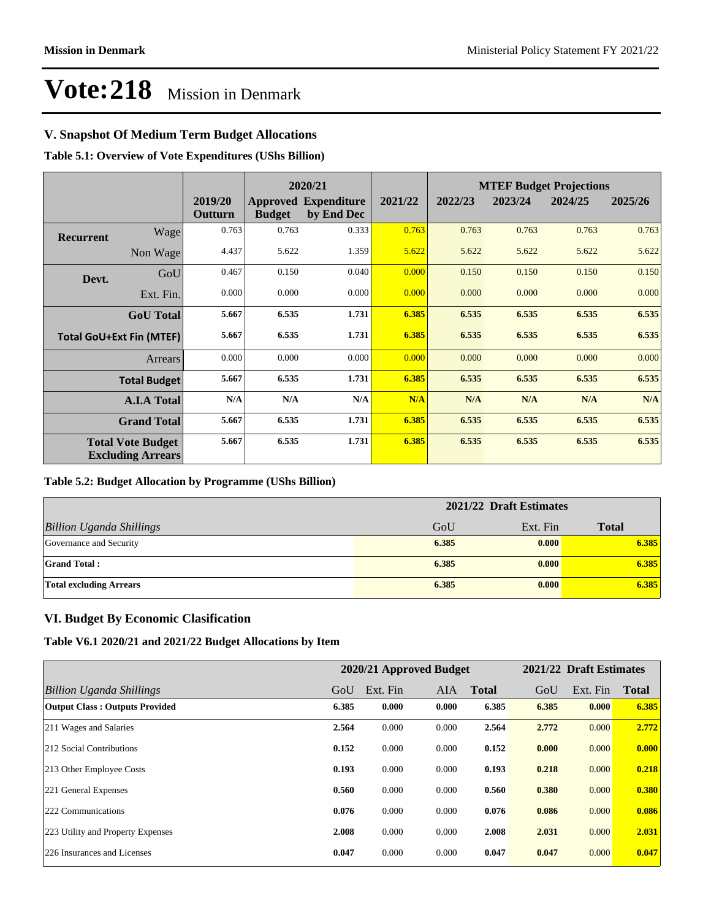# Vote:218 Mission in Denmark

## V. Snapshot Of Medium Term Budget Allocations

**Table 5.1: Overview of Vote Expenditures (UShs Billion)**

| | | | 2020/21 | | | MTEF Budget Projections | | | |
|---|---|---|---|---|---|---|---|---|---|
| | | 2019/20 Outturn | Approved Budget | Expenditure by End Dec | 2021/22 | 2022/23 | 2023/24 | 2024/25 | 2025/26 |
| **Recurrent** | Wage | 0.763 | 0.763 | 0.333 | 0.763 | 0.763 | 0.763 | 0.763 | 0.763 |
| | Non Wage | 4.437 | 5.622 | 1.359 | 5.622 | 5.622 | 5.622 | 5.622 | 5.622 |
| **Devt.** | GoU | 0.467 | 0.150 | 0.040 | 0.000 | 0.150 | 0.150 | 0.150 | 0.150 |
| | Ext. Fin. | 0.000 | 0.000 | 0.000 | 0.000 | 0.000 | 0.000 | 0.000 | 0.000 |
| | **GoU Total** | **5.667** | **6.535** | **1.731** | **6.385** | **6.535** | **6.535** | **6.535** | **6.535** |
| **Total GoU+Ext Fin (MTEF)** | | **5.667** | **6.535** | **1.731** | **6.385** | **6.535** | **6.535** | **6.535** | **6.535** |
| | Arrears | 0.000 | 0.000 | 0.000 | 0.000 | 0.000 | 0.000 | 0.000 | 0.000 |
| | **Total Budget** | **5.667** | **6.535** | **1.731** | **6.385** | **6.535** | **6.535** | **6.535** | **6.535** |
| | **A.I.A Total** | **N/A** | **N/A** | **N/A** | **N/A** | **N/A** | **N/A** | **N/A** | **N/A** |
| | **Grand Total** | **5.667** | **6.535** | **1.731** | **6.385** | **6.535** | **6.535** | **6.535** | **6.535** |
| **Total Vote Budget Excluding Arrears** | | **5.667** | **6.535** | **1.731** | **6.385** | **6.535** | **6.535** | **6.535** | **6.535** |

**Table 5.2: Budget Allocation by Programme (UShs Billion)**

| | 2021/22 Draft Estimates | | |
|---|---|---|---|
| *Billion Uganda Shillings* | GoU | Ext. Fin | **Total** |
| Governance and Security | **6.385** | **0.000** | **6.385** |
| **Grand Total :** | **6.385** | **0.000** | **6.385** |
| **Total excluding Arrears** | **6.385** | **0.000** | **6.385** |

## VI. Budget By Economic Clasification

**Table V6.1 2020/21 and 2021/22 Budget Allocations by Item**

| | 2020/21 Approved Budget | | | | 2021/22 Draft Estimates | | |
|---|---|---|---|---|---|---|---|
| *Billion Uganda Shillings* | GoU | Ext. Fin | AIA | **Total** | GoU | Ext. Fin | **Total** |
| **Output Class : Outputs Provided** | **6.385** | **0.000** | **0.000** | **6.385** | **6.385** | **0.000** | **6.385** |
| 211 Wages and Salaries | **2.564** | 0.000 | 0.000 | **2.564** | **2.772** | 0.000 | **2.772** |
| 212 Social Contributions | **0.152** | 0.000 | 0.000 | **0.152** | **0.000** | 0.000 | **0.000** |
| 213 Other Employee Costs | **0.193** | 0.000 | 0.000 | **0.193** | **0.218** | 0.000 | **0.218** |
| 221 General Expenses | **0.560** | 0.000 | 0.000 | **0.560** | **0.380** | 0.000 | **0.380** |
| 222 Communications | **0.076** | 0.000 | 0.000 | **0.076** | **0.086** | 0.000 | **0.086** |
| 223 Utility and Property Expenses | **2.008** | 0.000 | 0.000 | **2.008** | **2.031** | 0.000 | **2.031** |
| 226 Insurances and Licenses | **0.047** | 0.000 | 0.000 | **0.047** | **0.047** | 0.000 | **0.047** |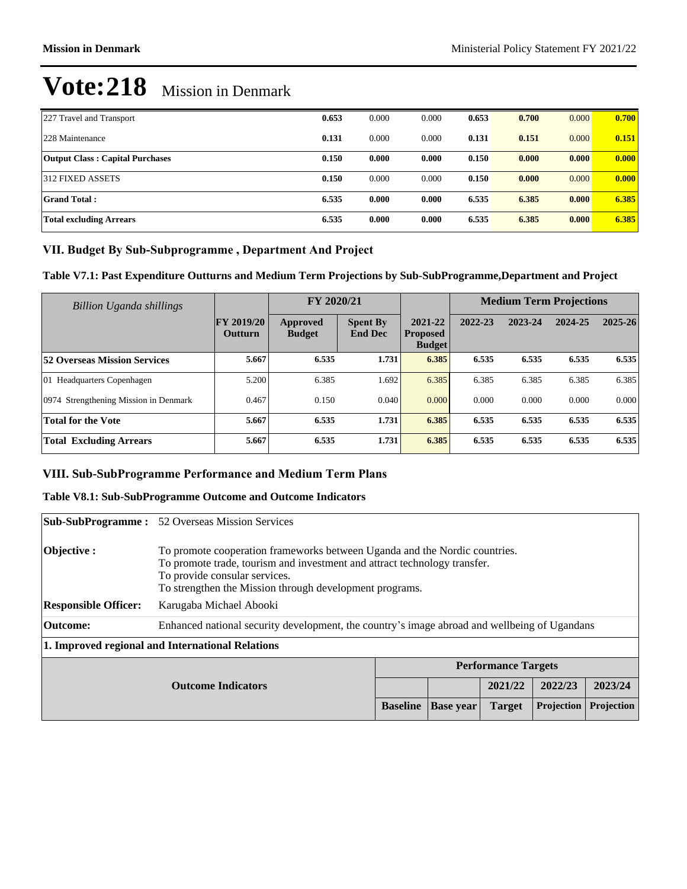# Vote:218 Mission in Denmark

| | | | | | | | |
|---|---|---|---|---|---|---|---|
| 227 Travel and Transport | **0.653** | 0.000 | 0.000 | **0.653** | **0.700** | 0.000 | **0.700** |
| 228 Maintenance | **0.131** | 0.000 | 0.000 | **0.131** | **0.151** | 0.000 | **0.151** |
| **Output Class : Capital Purchases** | **0.150** | **0.000** | **0.000** | **0.150** | **0.000** | **0.000** | **0.000** |
| 312 FIXED ASSETS | **0.150** | 0.000 | 0.000 | **0.150** | **0.000** | 0.000 | **0.000** |
| **Grand Total :** | **6.535** | **0.000** | **0.000** | **6.535** | **6.385** | **0.000** | **6.385** |
| **Total excluding Arrears** | **6.535** | **0.000** | **0.000** | **6.535** | **6.385** | **0.000** | **6.385** |

## VII. Budget By Sub-Subprogramme , Department And Project

### Table V7.1: Past Expenditure Outturns and Medium Term Projections by Sub-SubProgramme,Department and Project

| *Billion Uganda shillings* | | FY 2020/21 | | | Medium Term Projections | | | |
|---|---|---|---|---|---|---|---|---|
| | FY 2019/20 Outturn | Approved Budget | Spent By End Dec | 2021-22 Proposed Budget | 2022-23 | 2023-24 | 2024-25 | 2025-26 |
| **52 Overseas Mission Services** | **5.667** | **6.535** | **1.731** | **6.385** | **6.535** | **6.535** | **6.535** | **6.535** |
| 01 Headquarters Copenhagen | 5.200 | 6.385 | 1.692 | 6.385 | 6.385 | 6.385 | 6.385 | 6.385 |
| 0974 Strengthening Mission in Denmark | 0.467 | 0.150 | 0.040 | 0.000 | 0.000 | 0.000 | 0.000 | 0.000 |
| **Total for the Vote** | **5.667** | **6.535** | **1.731** | **6.385** | **6.535** | **6.535** | **6.535** | **6.535** |
| **Total Excluding Arrears** | **5.667** | **6.535** | **1.731** | **6.385** | **6.535** | **6.535** | **6.535** | **6.535** |

## VIII. Sub-SubProgramme Performance and Medium Term Plans

### Table V8.1: Sub-SubProgramme Outcome and Outcome Indicators

**Sub-SubProgramme :** 52 Overseas Mission Services

**Objective :** To promote cooperation frameworks between Uganda and the Nordic countries.
To promote trade, tourism and investment and attract technology transfer.
To provide consular services.
To strengthen the Mission through development programs.

**Responsible Officer:** Karugaba Michael Abooki

**Outcome:** Enhanced national security development, the country's image abroad and wellbeing of Ugandans

**1. Improved regional and International Relations**

| Outcome Indicators | Performance Targets | | | | |
|---|---|---|---|---|---|
| | | | 2021/22 | 2022/23 | 2023/24 |
| | Baseline | Base year | Target | Projection | Projection |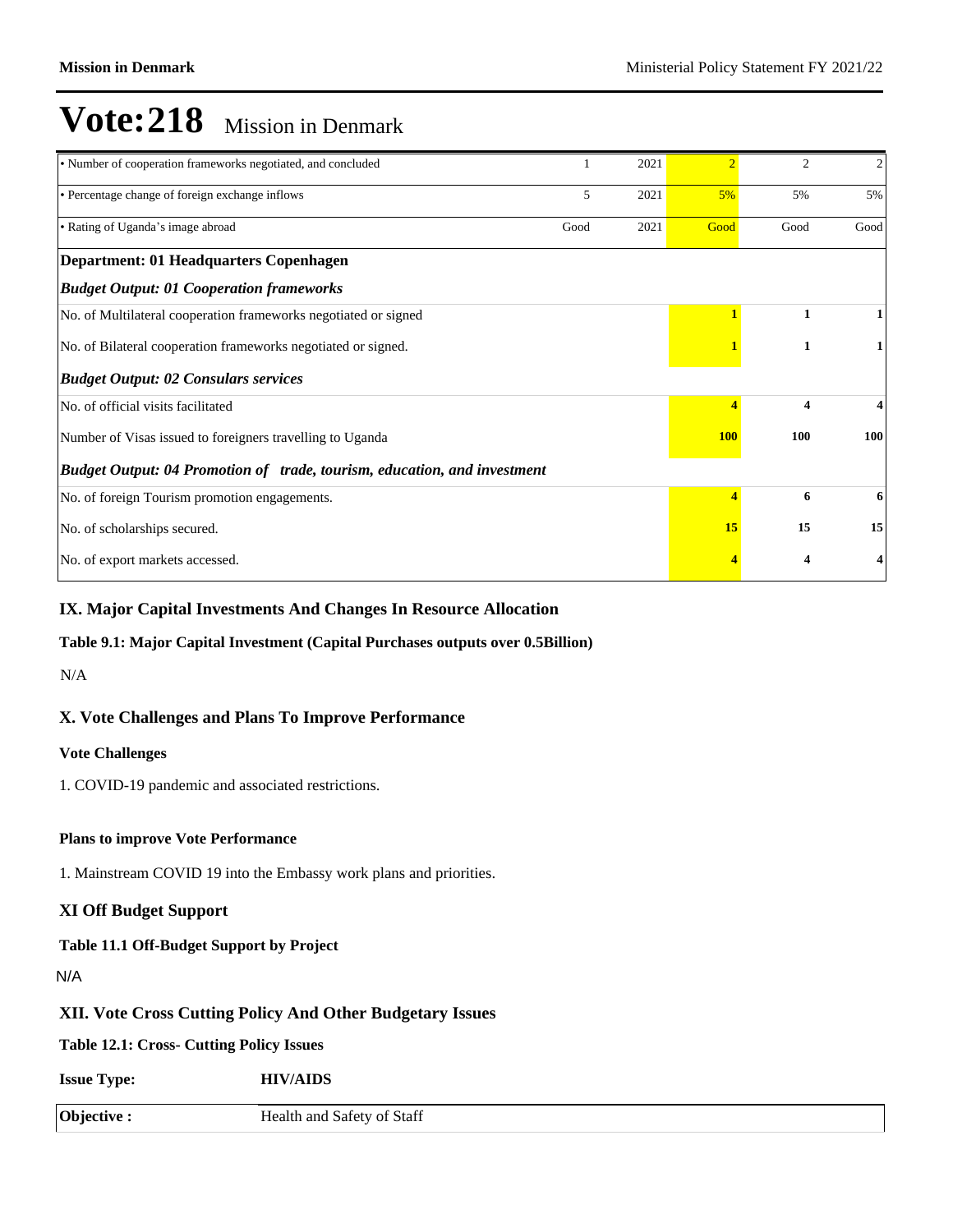# Vote:218 Mission in Denmark

| | | | | | |
|---|---|---|---|---|---|
| • Number of cooperation frameworks negotiated, and concluded | 1 | 2021 | 2 | 2 | 2 |
| • Percentage change of foreign exchange inflows | 5 | 2021 | 5% | 5% | 5% |
| • Rating of Uganda's image abroad | Good | 2021 | Good | Good | Good |
| **Department: 01 Headquarters Copenhagen** | | | | | |
| ***Budget Output: 01 Cooperation frameworks*** | | | | | |
| No. of Multilateral cooperation frameworks negotiated or signed | | | **1** | **1** | **1** |
| No. of Bilateral cooperation frameworks negotiated or signed. | | | **1** | **1** | **1** |
| ***Budget Output: 02 Consulars services*** | | | | | |
| No. of official visits facilitated | | | **4** | **4** | **4** |
| Number of Visas issued to foreigners travelling to Uganda | | | **100** | **100** | **100** |
| ***Budget Output: 04 Promotion of trade, tourism, education, and investment*** | | | | | |
| No. of foreign Tourism promotion engagements. | | | **4** | **6** | **6** |
| No. of scholarships secured. | | | **15** | **15** | **15** |
| No. of export markets accessed. | | | **4** | **4** | **4** |

### IX. Major Capital Investments And Changes In Resource Allocation

**Table 9.1: Major Capital Investment (Capital Purchases outputs over 0.5Billion)**

N/A

### X. Vote Challenges and Plans To Improve Performance

**Vote Challenges**

1. COVID-19 pandemic and associated restrictions.

**Plans to improve Vote Performance**

1. Mainstream COVID 19 into the Embassy work plans and priorities.

### XI Off Budget Support

**Table 11.1 Off-Budget Support by Project**

N/A

### XII. Vote Cross Cutting Policy And Other Budgetary Issues

**Table 12.1: Cross- Cutting Policy Issues**

| **Issue Type:** | **HIV/AIDS** |
|---|---|
| **Objective :** | Health and Safety of Staff |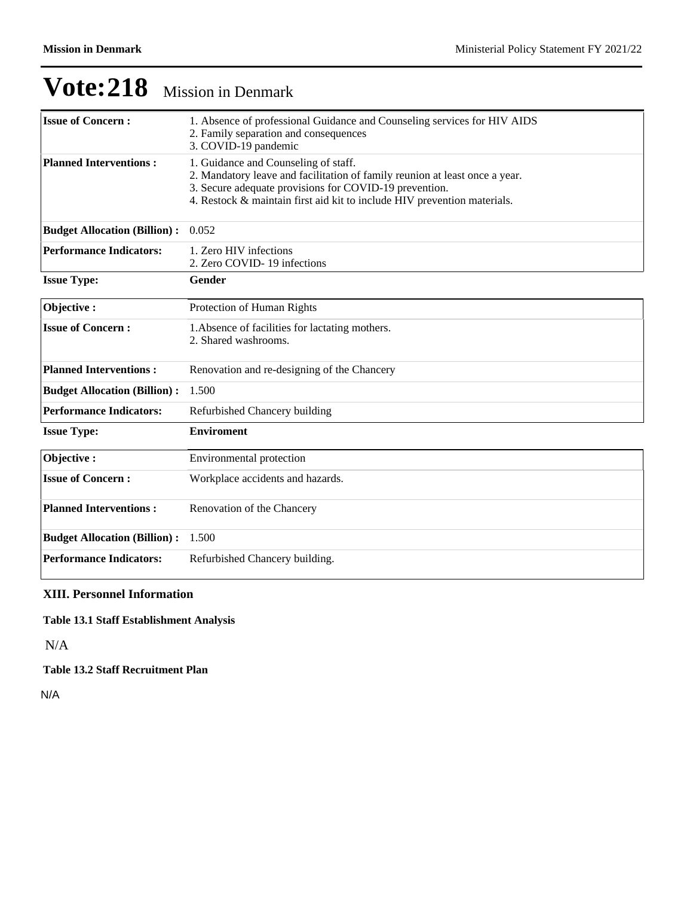# Vote:218 Mission in Denmark

| | |
|---|---|
| **Issue of Concern :** | 1. Absence of professional Guidance and Counseling services for HIV AIDS<br>2. Family separation and consequences<br>3. COVID-19 pandemic |
| **Planned Interventions :** | 1. Guidance and Counseling of staff.<br>2. Mandatory leave and facilitation of family reunion at least once a year.<br>3. Secure adequate provisions for COVID-19 prevention.<br>4. Restock & maintain first aid kit to include HIV prevention materials. |
| **Budget Allocation (Billion) :** | 0.052 |
| **Performance Indicators:** | 1. Zero HIV infections<br>2. Zero COVID- 19 infections |

**Issue Type:** **Gender**

| | |
|---|---|
| **Objective :** | Protection of Human Rights |
| **Issue of Concern :** | 1.Absence of facilities for lactating mothers.<br>2. Shared washrooms. |
| **Planned Interventions :** | Renovation and re-designing of the Chancery |
| **Budget Allocation (Billion) :** | 1.500 |
| **Performance Indicators:** | Refurbished Chancery building |

**Issue Type:** **Enviroment**

| | |
|---|---|
| **Objective :** | Environmental protection |
| **Issue of Concern :** | Workplace accidents and hazards. |
| **Planned Interventions :** | Renovation of the Chancery |
| **Budget Allocation (Billion) :** | 1.500 |
| **Performance Indicators:** | Refurbished Chancery building. |

## XIII. Personnel Information

**Table 13.1 Staff Establishment Analysis**

N/A

**Table 13.2 Staff Recruitment Plan**

N/A